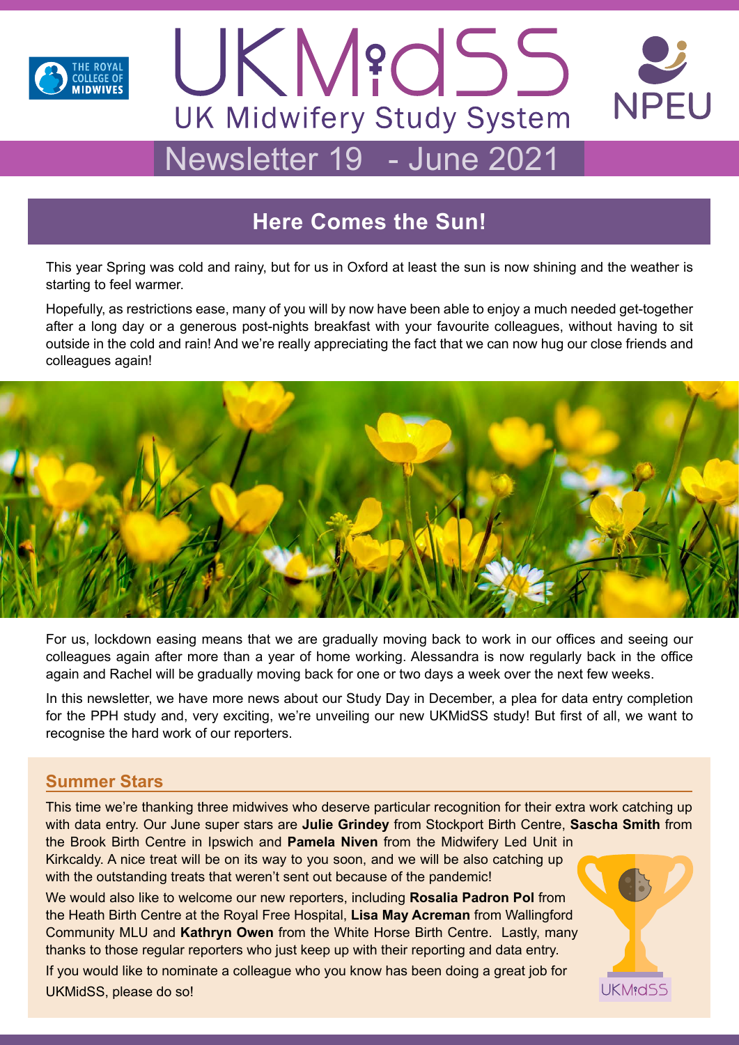# UKMidSS

## UK Midwifery Study System

## Newsletter 19 - June 2021

## Here Comes the Sun!

This year Spring was cold and rainy, but for us in Oxford at least the sun is now shining and the weather is starting to feel warmer.

Hopefully, as restrictions ease, many of you will by now have been able to enjoy a much needed get-together after a long day or a generous post-nights breakfast with your favourite colleagues, without having to sit outside in the cold and rain! And we're really appreciating the fact that we can now hug our close friends and colleagues again!

For us, lockdown easing means that we are gradually moving back to work in our offices and seeing our colleagues again after more than a year of home working. Alessandra is now regularly back in the office again and Rachel will be gradually moving back for one or two days a week over the next few weeks.

In this newsletter, we have more news about our Study Day in December, a plea for data entry completion for the PPH study and, very exciting, we're unveiling our new UKMidSS study! But first of all, we want to recognise the hard work of our reporters.

### Summer Stars

This time we're thanking three midwives who deserve particular recognition for their extra work catching up with data entry. Our June super stars are **Julie Grindey** from Stockport Birth Centre, **Sascha Smith** from the Brook Birth Centre in Ipswich and **Pamela Niven** from the Midwifery Led Unit in Kirkcaldy. A nice treat will be on its way to you soon, and we will be also catching up with the outstanding treats that weren't sent out because of the pandemic!

We would also like to welcome our new reporters, including **Rosalia Padron Pol** from the Heath Birth Centre at the Royal Free Hospital, **Lisa May Acreman** from Wallingford Community MLU and **Kathryn Owen** from the White Horse Birth Centre. Lastly, many thanks to those regular reporters who just keep up with their reporting and data entry.

If you would like to nominate a colleague who you know has been doing a great job for UKMidSS, please do so!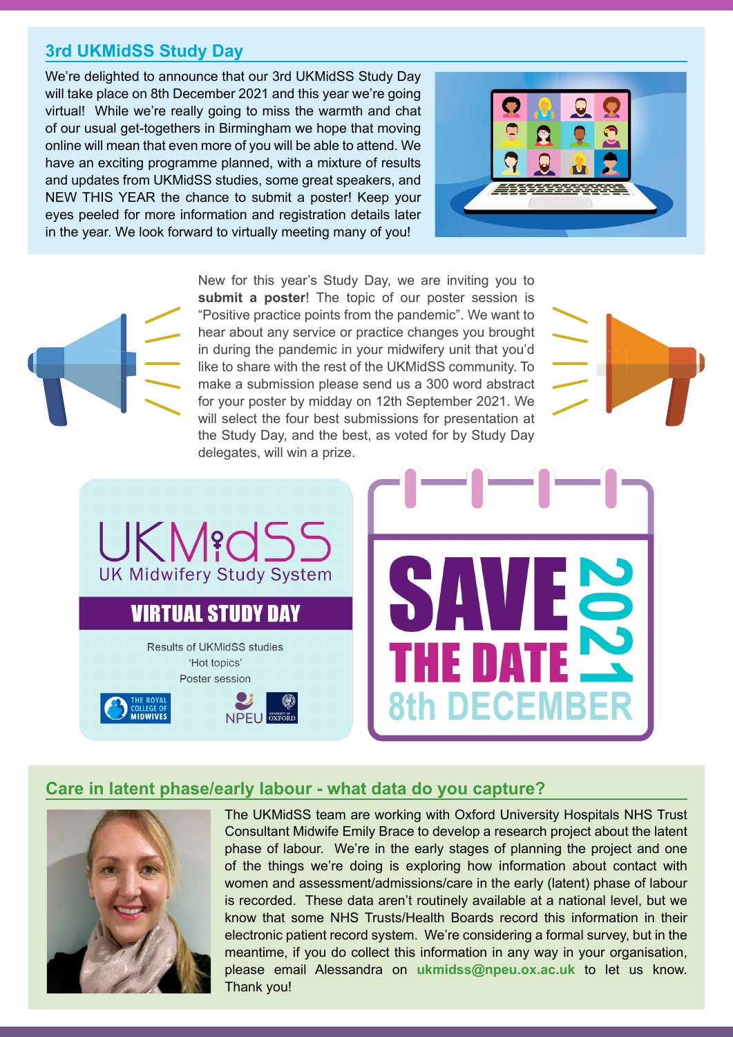## 3rd UKMidSS Study Day

We're delighted to announce that our 3rd UKMidSS Study Day will take place on 8th December 2021 and this year we're going virtual! While we're really going to miss the warmth and chat of our usual get-togethers in Birmingham we hope that moving online will mean that even more of you will be able to attend. We have an exciting programme planned, with a mixture of results and updates from UKMidSS studies, some great speakers, and NEW THIS YEAR the chance to submit a poster! Keep your eyes peeled for more information and registration details later in the year. We look forward to virtually meeting many of you!

New for this year's Study Day, we are inviting you to **submit a poster**! The topic of our poster session is "Positive practice points from the pandemic". We want to hear about any service or practice changes you brought in during the pandemic in your midwifery unit that you'd like to share with the rest of the UKMidSS community. To make a submission please send us a 300 word abstract for your poster by midday on 12th September 2021. We will select the four best submissions for presentation at the Study Day, and the best, as voted for by Study Day delegates, will win a prize.

UKMidSS
UK Midwifery Study System

**VIRTUAL STUDY DAY**

Results of UKMidSS studies
'Hot topics'
Poster session

THE ROYAL COLLEGE OF MIDWIVES
NPEU
UNIVERSITY OF OXFORD

**SAVE THE DATE 2021**
**8th DECEMBER**

## Care in latent phase/early labour - what data do you capture?

The UKMidSS team are working with Oxford University Hospitals NHS Trust Consultant Midwife Emily Brace to develop a research project about the latent phase of labour. We're in the early stages of planning the project and one of the things we're doing is exploring how information about contact with women and assessment/admissions/care in the early (latent) phase of labour is recorded. These data aren't routinely available at a national level, but we know that some NHS Trusts/Health Boards record this information in their electronic patient record system. We're considering a formal survey, but in the meantime, if you do collect this information in any way in your organisation, please email Alessandra on **ukmidss@npeu.ox.ac.uk** to let us know. Thank you!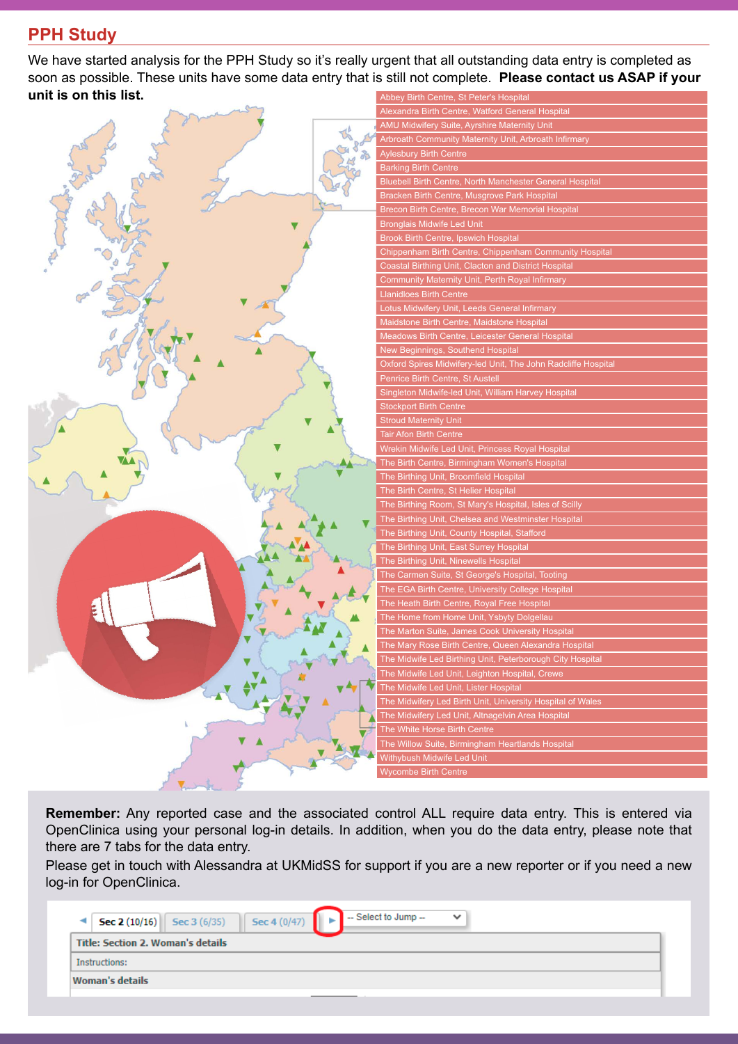## PPH Study

We have started analysis for the PPH Study so it's really urgent that all outstanding data entry is completed as soon as possible. These units have some data entry that is still not complete. **Please contact us ASAP if your unit is on this list.**

- Abbey Birth Centre, St Peter's Hospital
- Alexandra Birth Centre, Watford General Hospital
- AMU Midwifery Suite, Ayrshire Maternity Unit
- Arbroath Community Maternity Unit, Arbroath Infirmary
- Aylesbury Birth Centre
- Barking Birth Centre
- Bluebell Birth Centre, North Manchester General Hospital
- Bracken Birth Centre, Musgrove Park Hospital
- Brecon Birth Centre, Brecon War Memorial Hospital
- Bronglais Midwife Led Unit
- Brook Birth Centre, Ipswich Hospital
- Chippenham Birth Centre, Chippenham Community Hospital
- Coastal Birthing Unit, Clacton and District Hospital
- Community Maternity Unit, Perth Royal Infirmary
- Llanidloes Birth Centre
- Lotus Midwifery Unit, Leeds General Infirmary
- Maidstone Birth Centre, Maidstone Hospital
- Meadows Birth Centre, Leicester General Hospital
- New Beginnings, Southend Hospital
- Oxford Spires Midwifery-led Unit, The John Radcliffe Hospital
- Penrice Birth Centre, St Austell
- Singleton Midwife-led Unit, William Harvey Hospital
- Stockport Birth Centre
- Stroud Maternity Unit
- Tair Afon Birth Centre
- Wrekin Midwife Led Unit, Princess Royal Hospital
- The Birth Centre, Birmingham Women's Hospital
- The Birthing Unit, Broomfield Hospital
- The Birth Centre, St Helier Hospital
- The Birthing Room, St Mary's Hospital, Isles of Scilly
- The Birthing Unit, Chelsea and Westminster Hospital
- The Birthing Unit, County Hospital, Stafford
- The Birthing Unit, East Surrey Hospital
- The Birthing Unit, Ninewells Hospital
- The Carmen Suite, St George's Hospital, Tooting
- The EGA Birth Centre, University College Hospital
- The Heath Birth Centre, Royal Free Hospital
- The Home from Home Unit, Ysbyty Dolgellau
- The Marton Suite, James Cook University Hospital
- The Mary Rose Birth Centre, Queen Alexandra Hospital
- The Midwife Led Birthing Unit, Peterborough City Hospital
- The Midwife Led Unit, Leighton Hospital, Crewe
- The Midwife Led Unit, Lister Hospital
- The Midwifery Led Birth Unit, University Hospital of Wales
- The Midwifery Led Unit, Altnagelvin Area Hospital
- The White Horse Birth Centre
- The Willow Suite, Birmingham Heartlands Hospital
- Withybush Midwife Led Unit
- Wycombe Birth Centre

**Remember:** Any reported case and the associated control ALL require data entry. This is entered via OpenClinica using your personal log-in details. In addition, when you do the data entry, please note that there are 7 tabs for the data entry.

Please get in touch with Alessandra at UKMidSS for support if you are a new reporter or if you need a new log-in for OpenClinica.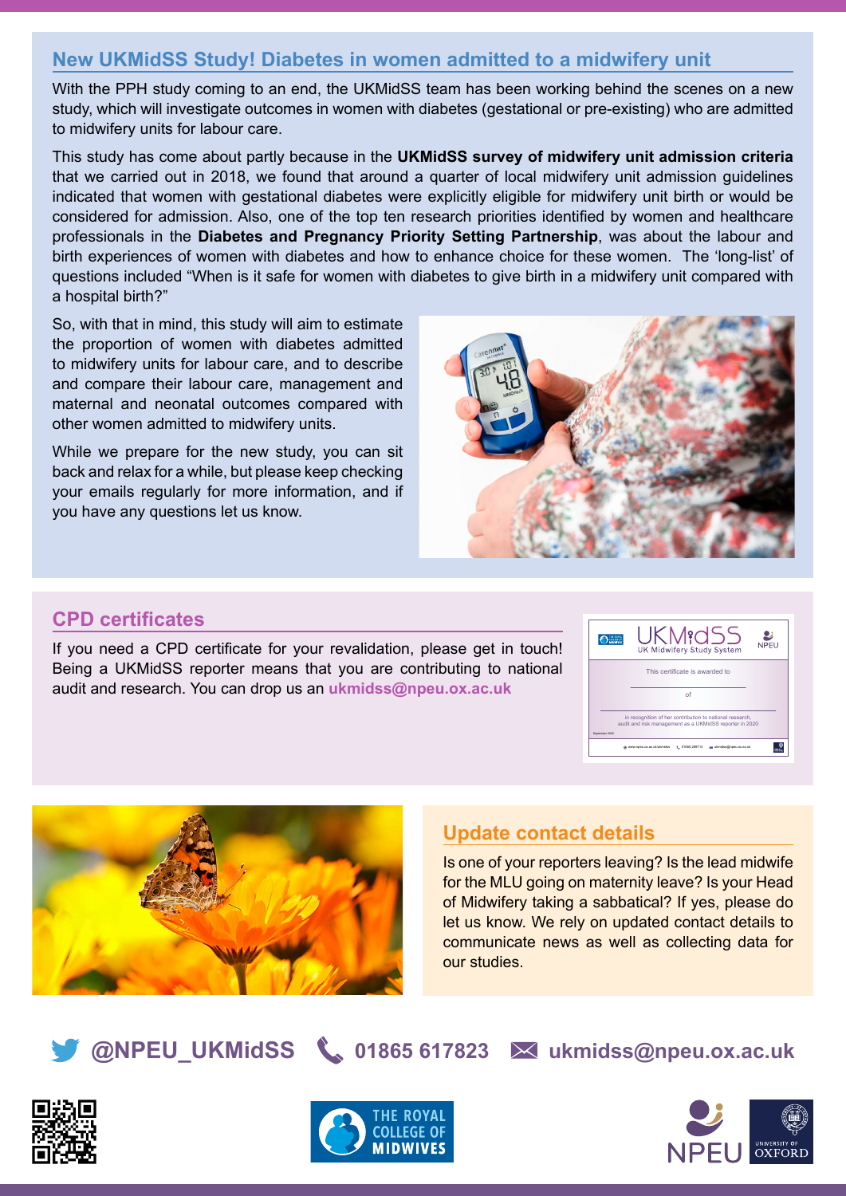## New UKMidSS Study! Diabetes in women admitted to a midwifery unit

With the PPH study coming to an end, the UKMidSS team has been working behind the scenes on a new study, which will investigate outcomes in women with diabetes (gestational or pre-existing) who are admitted to midwifery units for labour care.

This study has come about partly because in the **UKMidSS survey of midwifery unit admission criteria** that we carried out in 2018, we found that around a quarter of local midwifery unit admission guidelines indicated that women with gestational diabetes were explicitly eligible for midwifery unit birth or would be considered for admission. Also, one of the top ten research priorities identified by women and healthcare professionals in the **Diabetes and Pregnancy Priority Setting Partnership**, was about the labour and birth experiences of women with diabetes and how to enhance choice for these women. The 'long-list' of questions included "When is it safe for women with diabetes to give birth in a midwifery unit compared with a hospital birth?"

So, with that in mind, this study will aim to estimate the proportion of women with diabetes admitted to midwifery units for labour care, and to describe and compare their labour care, management and maternal and neonatal outcomes compared with other women admitted to midwifery units.

While we prepare for the new study, you can sit back and relax for a while, but please keep checking your emails regularly for more information, and if you have any questions let us know.

## CPD certificates

If you need a CPD certificate for your revalidation, please get in touch! Being a UKMidSS reporter means that you are contributing to national audit and research. You can drop us an **ukmidss@npeu.ox.ac.uk**

## Update contact details

Is one of your reporters leaving? Is the lead midwife for the MLU going on maternity leave? Is your Head of Midwifery taking a sabbatical? If yes, please do let us know. We rely on updated contact details to communicate news as well as collecting data for our studies.

**@NPEU_UKMidSS** **01865 617823** **ukmidss@npeu.ox.ac.uk**